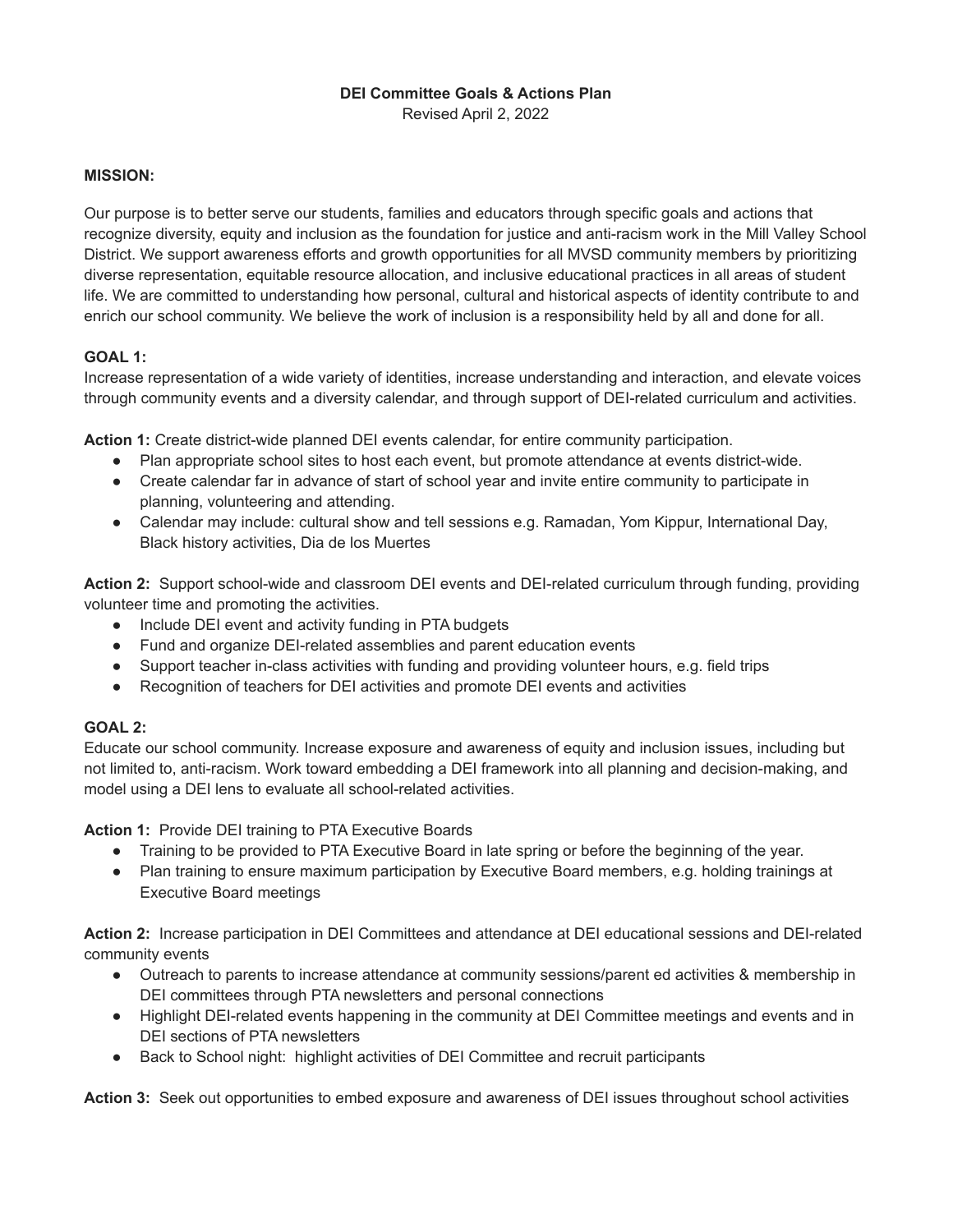# DEI Committee Goals & Actions Plan

Revised April 2, 2022

**MISSION:**

Our purpose is to better serve our students, families and educators through specific goals and actions that recognize diversity, equity and inclusion as the foundation for justice and anti-racism work in the Mill Valley School District. We support awareness efforts and growth opportunities for all MVSD community members by prioritizing diverse representation, equitable resource allocation, and inclusive educational practices in all areas of student life. We are committed to understanding how personal, cultural and historical aspects of identity contribute to and enrich our school community. We believe the work of inclusion is a responsibility held by all and done for all.

**GOAL 1:**

Increase representation of a wide variety of identities, increase understanding and interaction, and elevate voices through community events and a diversity calendar, and through support of DEI-related curriculum and activities.

**Action 1:** Create district-wide planned DEI events calendar, for entire community participation.

- Plan appropriate school sites to host each event, but promote attendance at events district-wide.
- Create calendar far in advance of start of school year and invite entire community to participate in planning, volunteering and attending.
- Calendar may include: cultural show and tell sessions e.g. Ramadan, Yom Kippur, International Day, Black history activities, Dia de los Muertes

**Action 2:** Support school-wide and classroom DEI events and DEI-related curriculum through funding, providing volunteer time and promoting the activities.

- Include DEI event and activity funding in PTA budgets
- Fund and organize DEI-related assemblies and parent education events
- Support teacher in-class activities with funding and providing volunteer hours, e.g. field trips
- Recognition of teachers for DEI activities and promote DEI events and activities

**GOAL 2:**

Educate our school community. Increase exposure and awareness of equity and inclusion issues, including but not limited to, anti-racism. Work toward embedding a DEI framework into all planning and decision-making, and model using a DEI lens to evaluate all school-related activities.

**Action 1:** Provide DEI training to PTA Executive Boards

- Training to be provided to PTA Executive Board in late spring or before the beginning of the year.
- Plan training to ensure maximum participation by Executive Board members, e.g. holding trainings at Executive Board meetings

**Action 2:** Increase participation in DEI Committees and attendance at DEI educational sessions and DEI-related community events

- Outreach to parents to increase attendance at community sessions/parent ed activities & membership in DEI committees through PTA newsletters and personal connections
- Highlight DEI-related events happening in the community at DEI Committee meetings and events and in DEI sections of PTA newsletters
- Back to School night: highlight activities of DEI Committee and recruit participants

**Action 3:** Seek out opportunities to embed exposure and awareness of DEI issues throughout school activities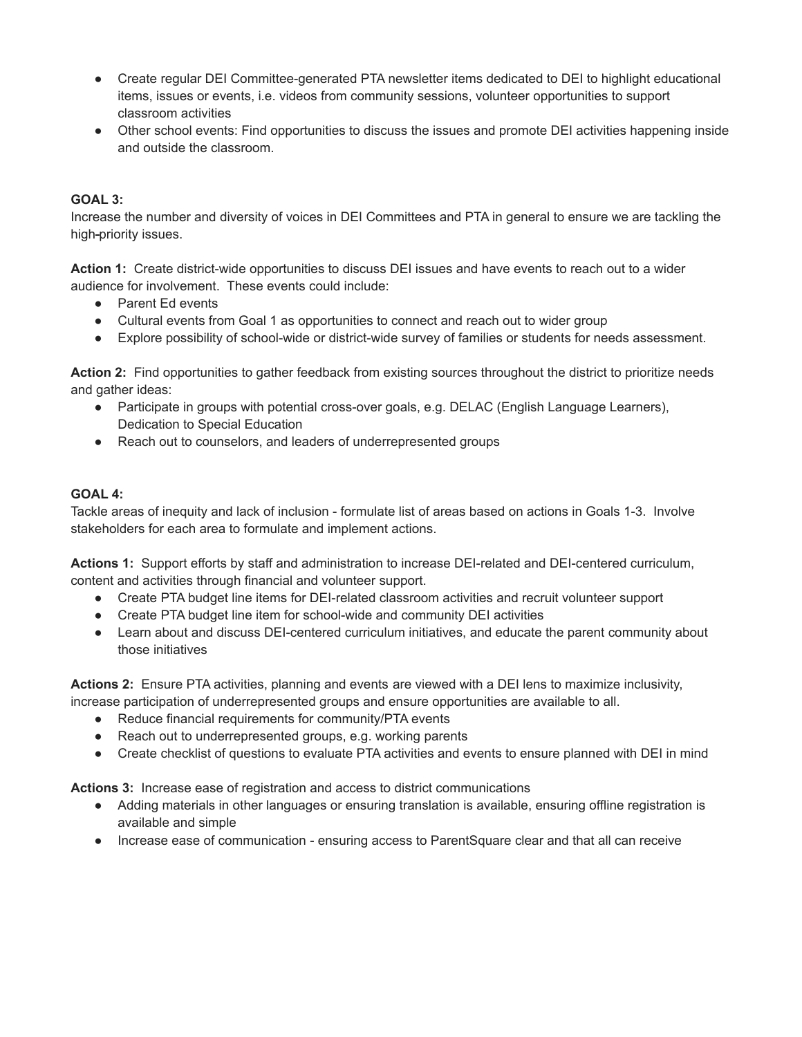- Create regular DEI Committee-generated PTA newsletter items dedicated to DEI to highlight educational items, issues or events, i.e. videos from community sessions, volunteer opportunities to support classroom activities
- Other school events: Find opportunities to discuss the issues and promote DEI activities happening inside and outside the classroom.

**GOAL 3:**
Increase the number and diversity of voices in DEI Committees and PTA in general to ensure we are tackling the high-priority issues.

**Action 1:** Create district-wide opportunities to discuss DEI issues and have events to reach out to a wider audience for involvement. These events could include:

- Parent Ed events
- Cultural events from Goal 1 as opportunities to connect and reach out to wider group
- Explore possibility of school-wide or district-wide survey of families or students for needs assessment.

**Action 2:** Find opportunities to gather feedback from existing sources throughout the district to prioritize needs and gather ideas:

- Participate in groups with potential cross-over goals, e.g. DELAC (English Language Learners), Dedication to Special Education
- Reach out to counselors, and leaders of underrepresented groups

**GOAL 4:**
Tackle areas of inequity and lack of inclusion - formulate list of areas based on actions in Goals 1-3. Involve stakeholders for each area to formulate and implement actions.

**Actions 1:** Support efforts by staff and administration to increase DEI-related and DEI-centered curriculum, content and activities through financial and volunteer support.

- Create PTA budget line items for DEI-related classroom activities and recruit volunteer support
- Create PTA budget line item for school-wide and community DEI activities
- Learn about and discuss DEI-centered curriculum initiatives, and educate the parent community about those initiatives

**Actions 2:** Ensure PTA activities, planning and events are viewed with a DEI lens to maximize inclusivity, increase participation of underrepresented groups and ensure opportunities are available to all.

- Reduce financial requirements for community/PTA events
- Reach out to underrepresented groups, e.g. working parents
- Create checklist of questions to evaluate PTA activities and events to ensure planned with DEI in mind

**Actions 3:** Increase ease of registration and access to district communications

- Adding materials in other languages or ensuring translation is available, ensuring offline registration is available and simple
- Increase ease of communication - ensuring access to ParentSquare clear and that all can receive